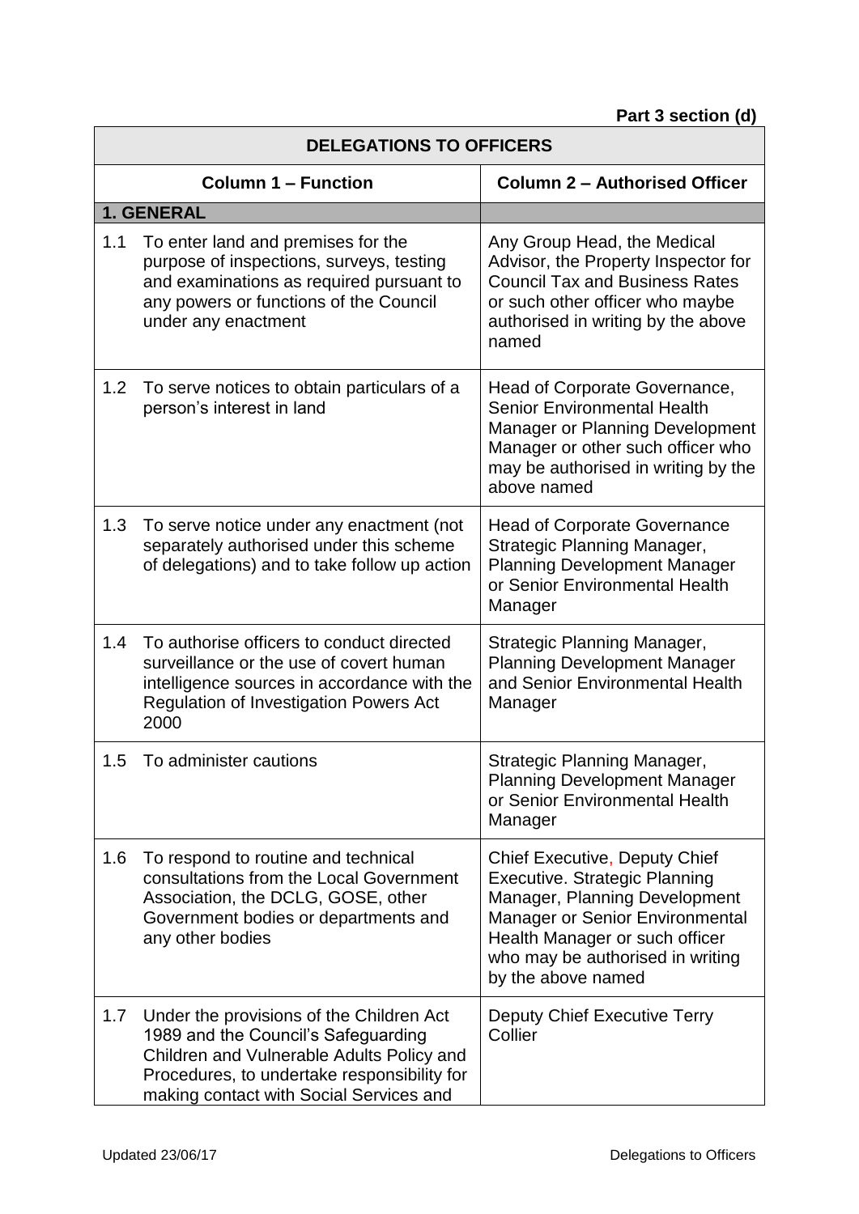**Part 3 section (d)**

| DELEGATIONS TO OFFICERS | | |
|---|---|---|
| | **Column 1 – Function** | **Column 2 – Authorised Officer** |
| **1. GENERAL** | | |
| 1.1 | To enter land and premises for the purpose of inspections, surveys, testing and examinations as required pursuant to any powers or functions of the Council under any enactment | Any Group Head, the Medical Advisor, the Property Inspector for Council Tax and Business Rates or such other officer who maybe authorised in writing by the above named |
| 1.2 | To serve notices to obtain particulars of a person's interest in land | Head of Corporate Governance, Senior Environmental Health Manager or Planning Development Manager or other such officer who may be authorised in writing by the above named |
| 1.3 | To serve notice under any enactment (not separately authorised under this scheme of delegations) and to take follow up action | Head of Corporate Governance Strategic Planning Manager, Planning Development Manager or Senior Environmental Health Manager |
| 1.4 | To authorise officers to conduct directed surveillance or the use of covert human intelligence sources in accordance with the Regulation of Investigation Powers Act 2000 | Strategic Planning Manager, Planning Development Manager and Senior Environmental Health Manager |
| 1.5 | To administer cautions | Strategic Planning Manager, Planning Development Manager or Senior Environmental Health Manager |
| 1.6 | To respond to routine and technical consultations from the Local Government Association, the DCLG, GOSE, other Government bodies or departments and any other bodies | Chief Executive, Deputy Chief Executive. Strategic Planning Manager, Planning Development Manager or Senior Environmental Health Manager or such officer who may be authorised in writing by the above named |
| 1.7 | Under the provisions of the Children Act 1989 and the Council's Safeguarding Children and Vulnerable Adults Policy and Procedures, to undertake responsibility for making contact with Social Services and | Deputy Chief Executive Terry Collier |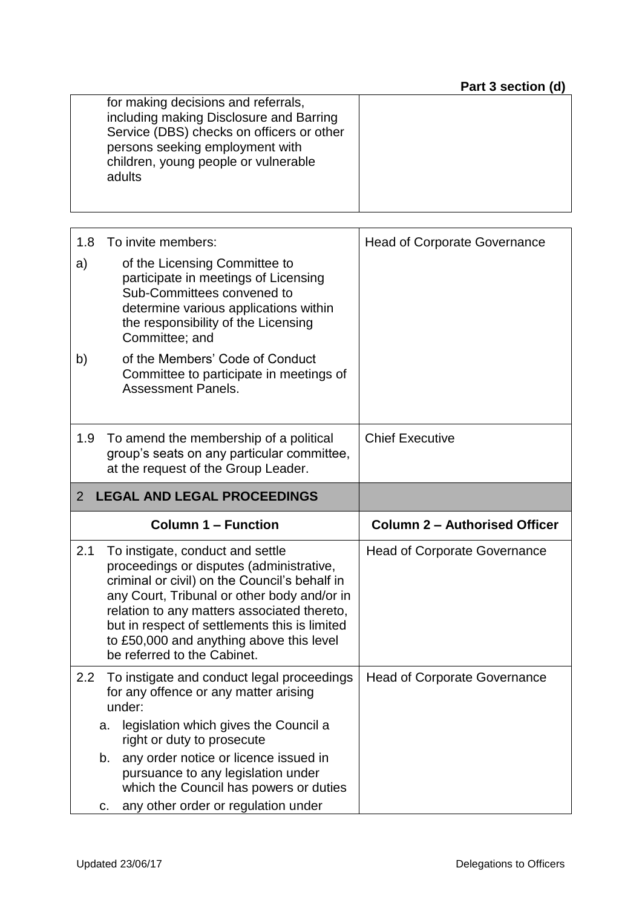| | |
|---|---|
| for making decisions and referrals, including making Disclosure and Barring Service (DBS) checks on officers or other persons seeking employment with children, young people or vulnerable adults | |

| | |
|---|---|
| 1.8 To invite members:<br><br>a) of the Licensing Committee to participate in meetings of Licensing Sub-Committees convened to determine various applications within the responsibility of the Licensing Committee; and<br><br>b) of the Members' Code of Conduct Committee to participate in meetings of Assessment Panels. | Head of Corporate Governance |
| 1.9 To amend the membership of a political group's seats on any particular committee, at the request of the Group Leader. | Chief Executive |
| **2 LEGAL AND LEGAL PROCEEDINGS** | |
| **Column 1 – Function** | **Column 2 – Authorised Officer** |
| 2.1 To instigate, conduct and settle proceedings or disputes (administrative, criminal or civil) on the Council's behalf in any Court, Tribunal or other body and/or in relation to any matters associated thereto, but in respect of settlements this is limited to £50,000 and anything above this level be referred to the Cabinet. | Head of Corporate Governance |
| 2.2 To instigate and conduct legal proceedings for any offence or any matter arising under:<br>a. legislation which gives the Council a right or duty to prosecute<br>b. any order notice or licence issued in pursuance to any legislation under which the Council has powers or duties<br>c. any other order or regulation under | Head of Corporate Governance |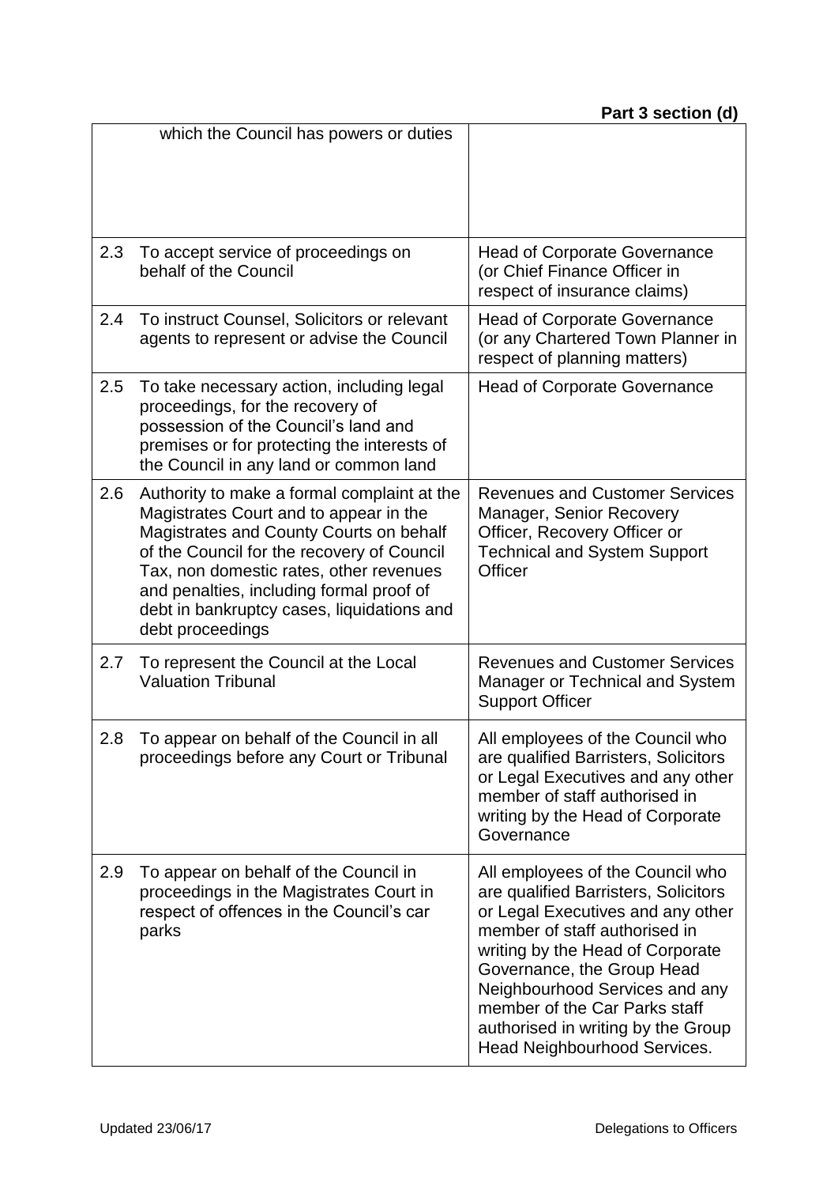| | | |
|---|---|---|
| | which the Council has powers or duties | |
| 2.3 | To accept service of proceedings on behalf of the Council | Head of Corporate Governance (or Chief Finance Officer in respect of insurance claims) |
| 2.4 | To instruct Counsel, Solicitors or relevant agents to represent or advise the Council | Head of Corporate Governance (or any Chartered Town Planner in respect of planning matters) |
| 2.5 | To take necessary action, including legal proceedings, for the recovery of possession of the Council's land and premises or for protecting the interests of the Council in any land or common land | Head of Corporate Governance |
| 2.6 | Authority to make a formal complaint at the Magistrates Court and to appear in the Magistrates and County Courts on behalf of the Council for the recovery of Council Tax, non domestic rates, other revenues and penalties, including formal proof of debt in bankruptcy cases, liquidations and debt proceedings | Revenues and Customer Services Manager, Senior Recovery Officer, Recovery Officer or Technical and System Support Officer |
| 2.7 | To represent the Council at the Local Valuation Tribunal | Revenues and Customer Services Manager or Technical and System Support Officer |
| 2.8 | To appear on behalf of the Council in all proceedings before any Court or Tribunal | All employees of the Council who are qualified Barristers, Solicitors or Legal Executives and any other member of staff authorised in writing by the Head of Corporate Governance |
| 2.9 | To appear on behalf of the Council in proceedings in the Magistrates Court in respect of offences in the Council's car parks | All employees of the Council who are qualified Barristers, Solicitors or Legal Executives and any other member of staff authorised in writing by the Head of Corporate Governance, the Group Head Neighbourhood Services and any member of the Car Parks staff authorised in writing by the Group Head Neighbourhood Services. |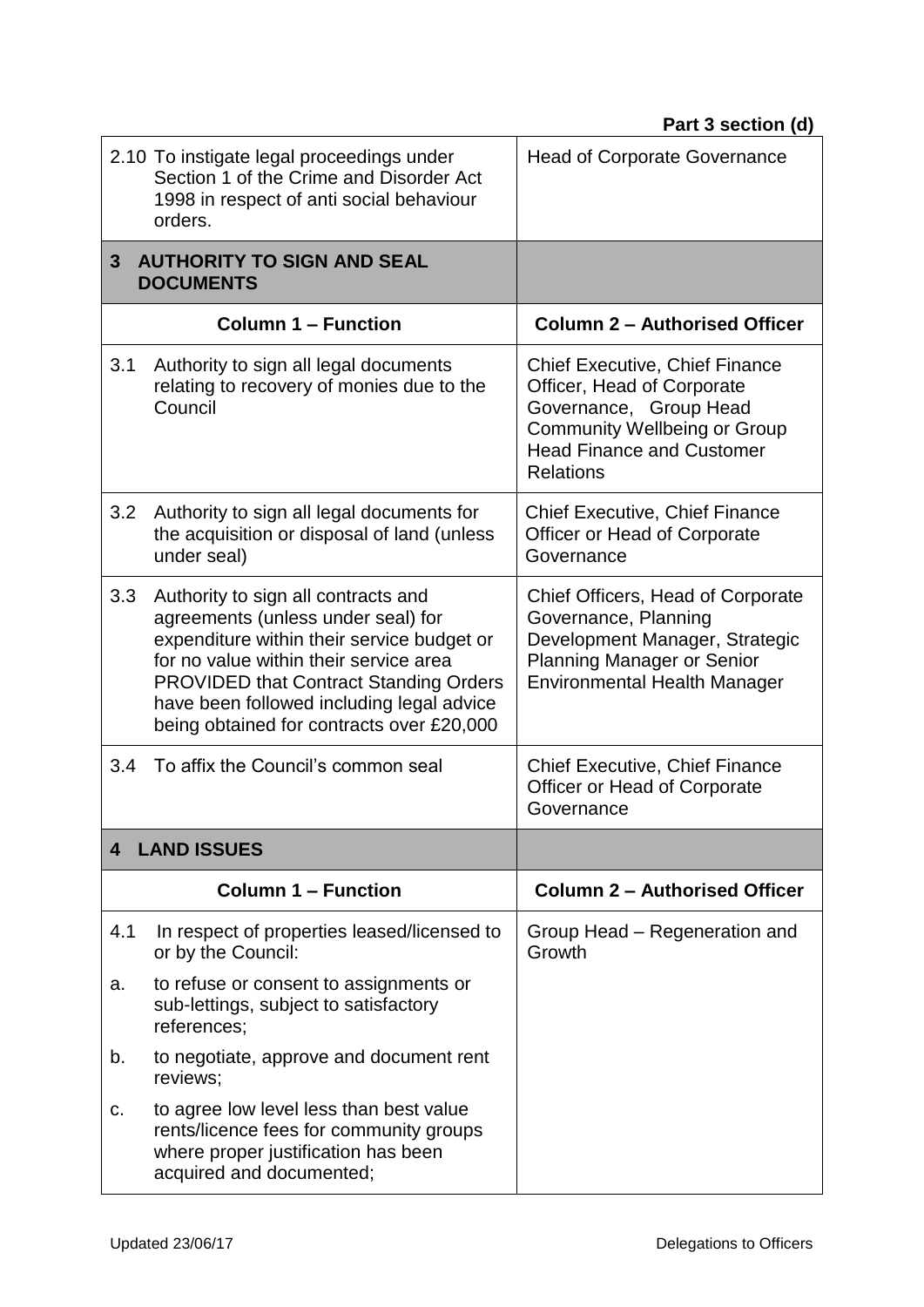**Part 3 section (d)**

| | |
|---|---|
| 2.10 To instigate legal proceedings under Section 1 of the Crime and Disorder Act 1998 in respect of anti social behaviour orders. | Head of Corporate Governance |
| **3 AUTHORITY TO SIGN AND SEAL DOCUMENTS** | |
| **Column 1 – Function** | **Column 2 – Authorised Officer** |
| 3.1 Authority to sign all legal documents relating to recovery of monies due to the Council | Chief Executive, Chief Finance Officer, Head of Corporate Governance, Group Head Community Wellbeing or Group Head Finance and Customer Relations |
| 3.2 Authority to sign all legal documents for the acquisition or disposal of land (unless under seal) | Chief Executive, Chief Finance Officer or Head of Corporate Governance |
| 3.3 Authority to sign all contracts and agreements (unless under seal) for expenditure within their service budget or for no value within their service area PROVIDED that Contract Standing Orders have been followed including legal advice being obtained for contracts over £20,000 | Chief Officers, Head of Corporate Governance, Planning Development Manager, Strategic Planning Manager or Senior Environmental Health Manager |
| 3.4 To affix the Council's common seal | Chief Executive, Chief Finance Officer or Head of Corporate Governance |
| **4 LAND ISSUES** | |
| **Column 1 – Function** | **Column 2 – Authorised Officer** |
| 4.1 In respect of properties leased/licensed to or by the Council:<br>a. to refuse or consent to assignments or sub-lettings, subject to satisfactory references;<br>b. to negotiate, approve and document rent reviews;<br>c. to agree low level less than best value rents/licence fees for community groups where proper justification has been acquired and documented; | Group Head – Regeneration and Growth |

Updated 23/06/17 Delegations to Officers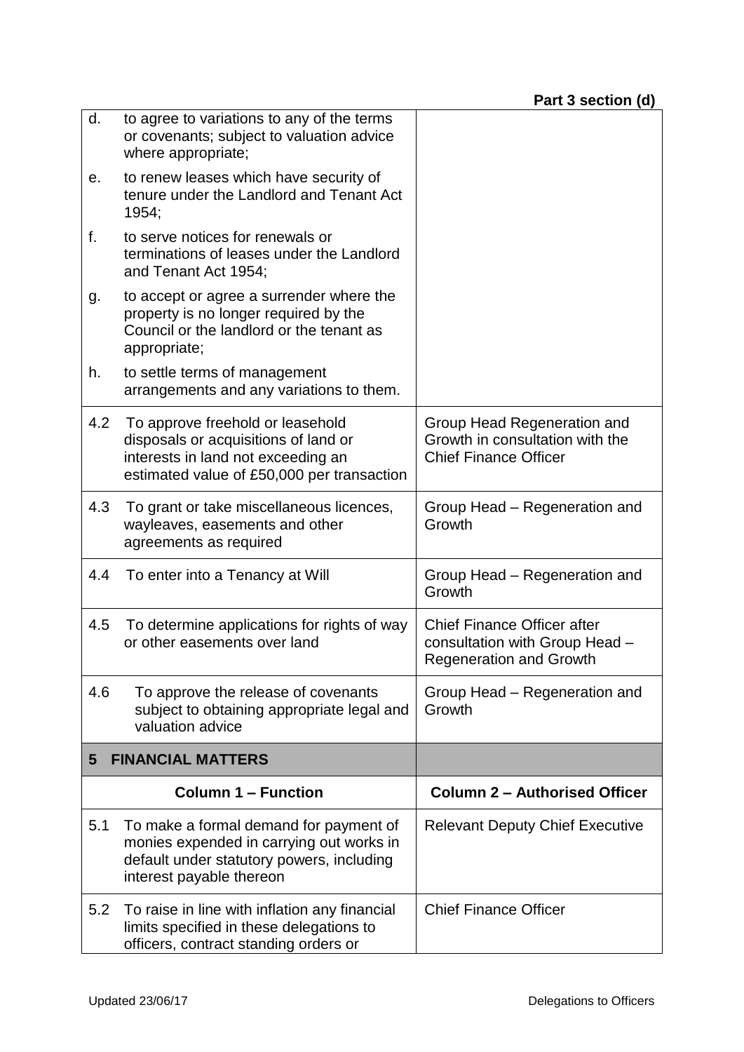**Part 3 section (d)**

| | |
|---|---|
| d. to agree to variations to any of the terms or covenants; subject to valuation advice where appropriate;<br>e. to renew leases which have security of tenure under the Landlord and Tenant Act 1954;<br>f. to serve notices for renewals or terminations of leases under the Landlord and Tenant Act 1954;<br>g. to accept or agree a surrender where the property is no longer required by the Council or the landlord or the tenant as appropriate;<br>h. to settle terms of management arrangements and any variations to them. | |
| 4.2 To approve freehold or leasehold disposals or acquisitions of land or interests in land not exceeding an estimated value of £50,000 per transaction | Group Head Regeneration and Growth in consultation with the Chief Finance Officer |
| 4.3 To grant or take miscellaneous licences, wayleaves, easements and other agreements as required | Group Head – Regeneration and Growth |
| 4.4 To enter into a Tenancy at Will | Group Head – Regeneration and Growth |
| 4.5 To determine applications for rights of way or other easements over land | Chief Finance Officer after consultation with Group Head – Regeneration and Growth |
| 4.6 To approve the release of covenants subject to obtaining appropriate legal and valuation advice | Group Head – Regeneration and Growth |
| **5 FINANCIAL MATTERS** | |
| **Column 1 – Function** | **Column 2 – Authorised Officer** |
| 5.1 To make a formal demand for payment of monies expended in carrying out works in default under statutory powers, including interest payable thereon | Relevant Deputy Chief Executive |
| 5.2 To raise in line with inflation any financial limits specified in these delegations to officers, contract standing orders or | Chief Finance Officer |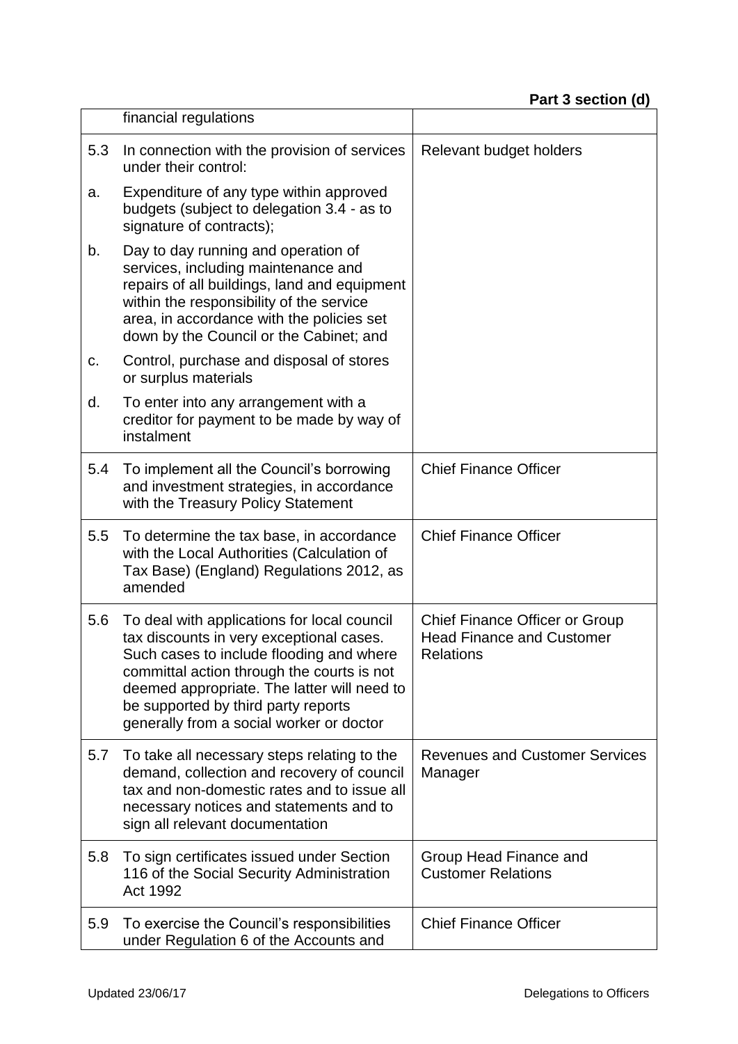| | | |
|---|---|---|
| | financial regulations | |
| 5.3 | In connection with the provision of services under their control: | Relevant budget holders |
| a. | Expenditure of any type within approved budgets (subject to delegation 3.4 - as to signature of contracts); | |
| b. | Day to day running and operation of services, including maintenance and repairs of all buildings, land and equipment within the responsibility of the service area, in accordance with the policies set down by the Council or the Cabinet; and | |
| c. | Control, purchase and disposal of stores or surplus materials | |
| d. | To enter into any arrangement with a creditor for payment to be made by way of instalment | |
| 5.4 | To implement all the Council's borrowing and investment strategies, in accordance with the Treasury Policy Statement | Chief Finance Officer |
| 5.5 | To determine the tax base, in accordance with the Local Authorities (Calculation of Tax Base) (England) Regulations 2012, as amended | Chief Finance Officer |
| 5.6 | To deal with applications for local council tax discounts in very exceptional cases. Such cases to include flooding and where committal action through the courts is not deemed appropriate. The latter will need to be supported by third party reports generally from a social worker or doctor | Chief Finance Officer or Group Head Finance and Customer Relations |
| 5.7 | To take all necessary steps relating to the demand, collection and recovery of council tax and non-domestic rates and to issue all necessary notices and statements and to sign all relevant documentation | Revenues and Customer Services Manager |
| 5.8 | To sign certificates issued under Section 116 of the Social Security Administration Act 1992 | Group Head Finance and Customer Relations |
| 5.9 | To exercise the Council's responsibilities under Regulation 6 of the Accounts and | Chief Finance Officer |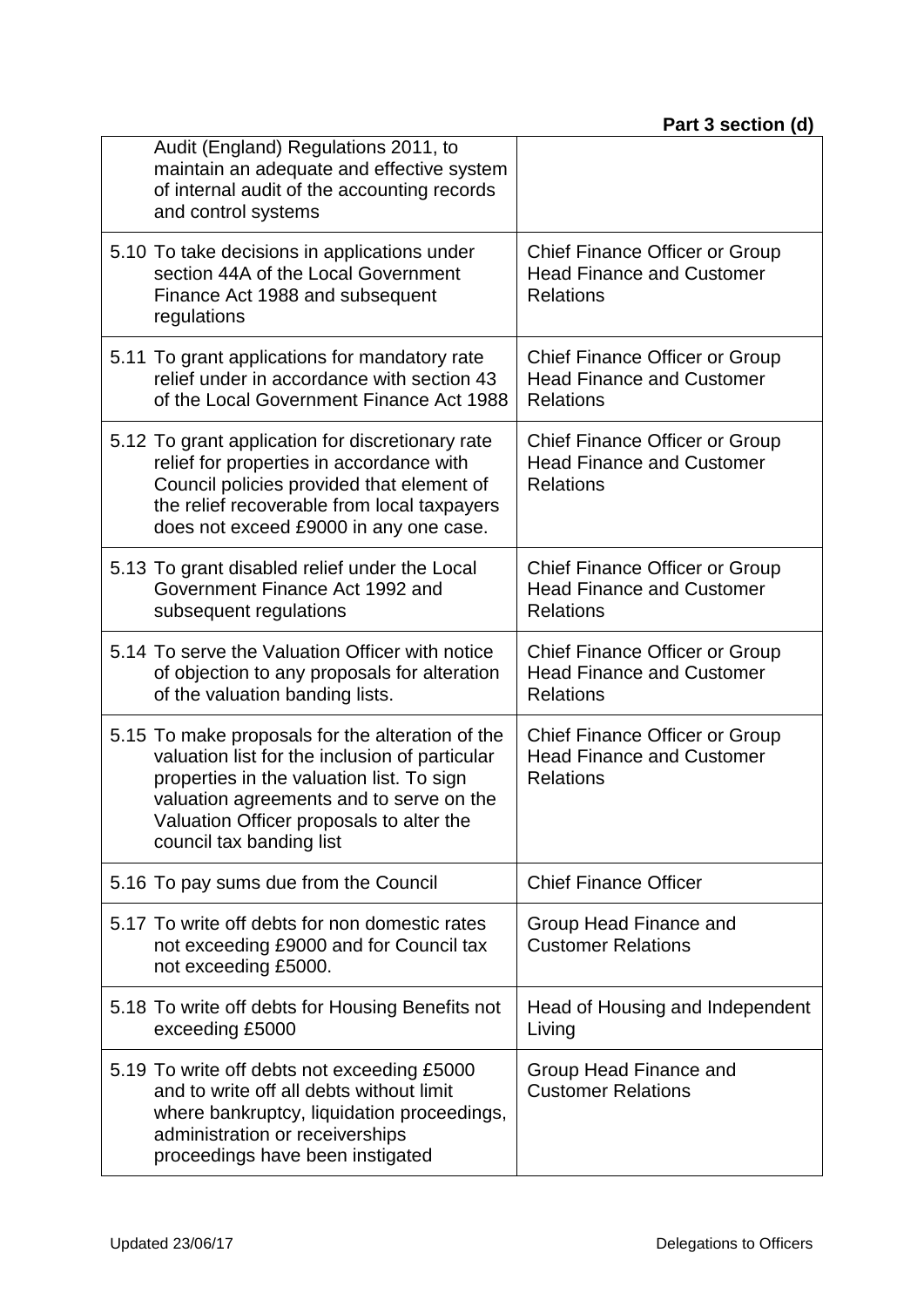| | |
|---|---|
| Audit (England) Regulations 2011, to maintain an adequate and effective system of internal audit of the accounting records and control systems | |
| 5.10 To take decisions in applications under section 44A of the Local Government Finance Act 1988 and subsequent regulations | Chief Finance Officer or Group Head Finance and Customer Relations |
| 5.11 To grant applications for mandatory rate relief under in accordance with section 43 of the Local Government Finance Act 1988 | Chief Finance Officer or Group Head Finance and Customer Relations |
| 5.12 To grant application for discretionary rate relief for properties in accordance with Council policies provided that element of the relief recoverable from local taxpayers does not exceed £9000 in any one case. | Chief Finance Officer or Group Head Finance and Customer Relations |
| 5.13 To grant disabled relief under the Local Government Finance Act 1992 and subsequent regulations | Chief Finance Officer or Group Head Finance and Customer Relations |
| 5.14 To serve the Valuation Officer with notice of objection to any proposals for alteration of the valuation banding lists. | Chief Finance Officer or Group Head Finance and Customer Relations |
| 5.15 To make proposals for the alteration of the valuation list for the inclusion of particular properties in the valuation list. To sign valuation agreements and to serve on the Valuation Officer proposals to alter the council tax banding list | Chief Finance Officer or Group Head Finance and Customer Relations |
| 5.16 To pay sums due from the Council | Chief Finance Officer |
| 5.17 To write off debts for non domestic rates not exceeding £9000 and for Council tax not exceeding £5000. | Group Head Finance and Customer Relations |
| 5.18 To write off debts for Housing Benefits not exceeding £5000 | Head of Housing and Independent Living |
| 5.19 To write off debts not exceeding £5000 and to write off all debts without limit where bankruptcy, liquidation proceedings, administration or receiverships proceedings have been instigated | Group Head Finance and Customer Relations |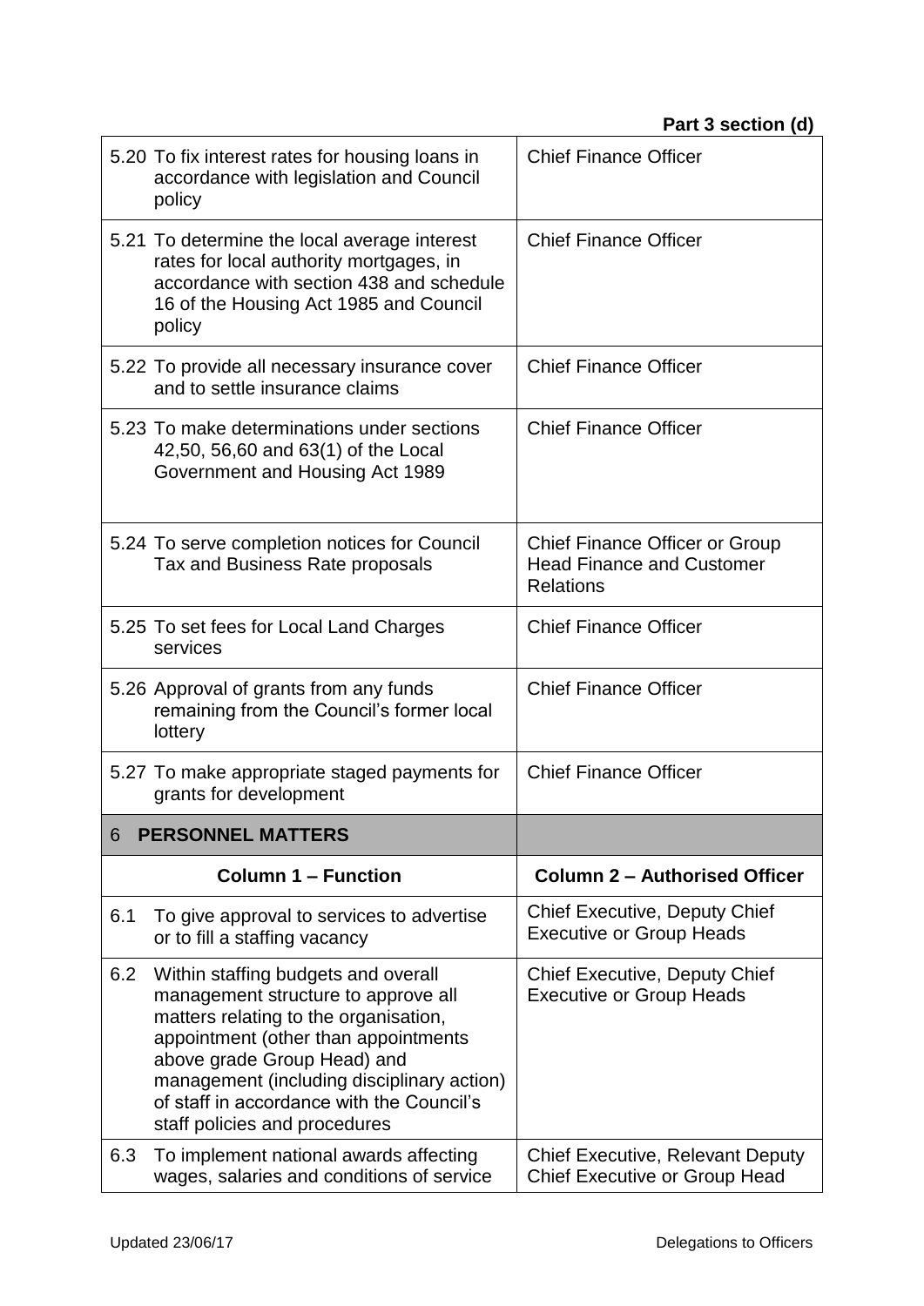**Part 3 section (d)**

| | |
|---|---|
| 5.20 To fix interest rates for housing loans in accordance with legislation and Council policy | Chief Finance Officer |
| 5.21 To determine the local average interest rates for local authority mortgages, in accordance with section 438 and schedule 16 of the Housing Act 1985 and Council policy | Chief Finance Officer |
| 5.22 To provide all necessary insurance cover and to settle insurance claims | Chief Finance Officer |
| 5.23 To make determinations under sections 42,50, 56,60 and 63(1) of the Local Government and Housing Act 1989 | Chief Finance Officer |
| 5.24 To serve completion notices for Council Tax and Business Rate proposals | Chief Finance Officer or Group Head Finance and Customer Relations |
| 5.25 To set fees for Local Land Charges services | Chief Finance Officer |
| 5.26 Approval of grants from any funds remaining from the Council's former local lottery | Chief Finance Officer |
| 5.27 To make appropriate staged payments for grants for development | Chief Finance Officer |
| 6 **PERSONNEL MATTERS** | |
| **Column 1 – Function** | **Column 2 – Authorised Officer** |
| 6.1 To give approval to services to advertise or to fill a staffing vacancy | Chief Executive, Deputy Chief Executive or Group Heads |
| 6.2 Within staffing budgets and overall management structure to approve all matters relating to the organisation, appointment (other than appointments above grade Group Head) and management (including disciplinary action) of staff in accordance with the Council's staff policies and procedures | Chief Executive, Deputy Chief Executive or Group Heads |
| 6.3 To implement national awards affecting wages, salaries and conditions of service | Chief Executive, Relevant Deputy Chief Executive or Group Head |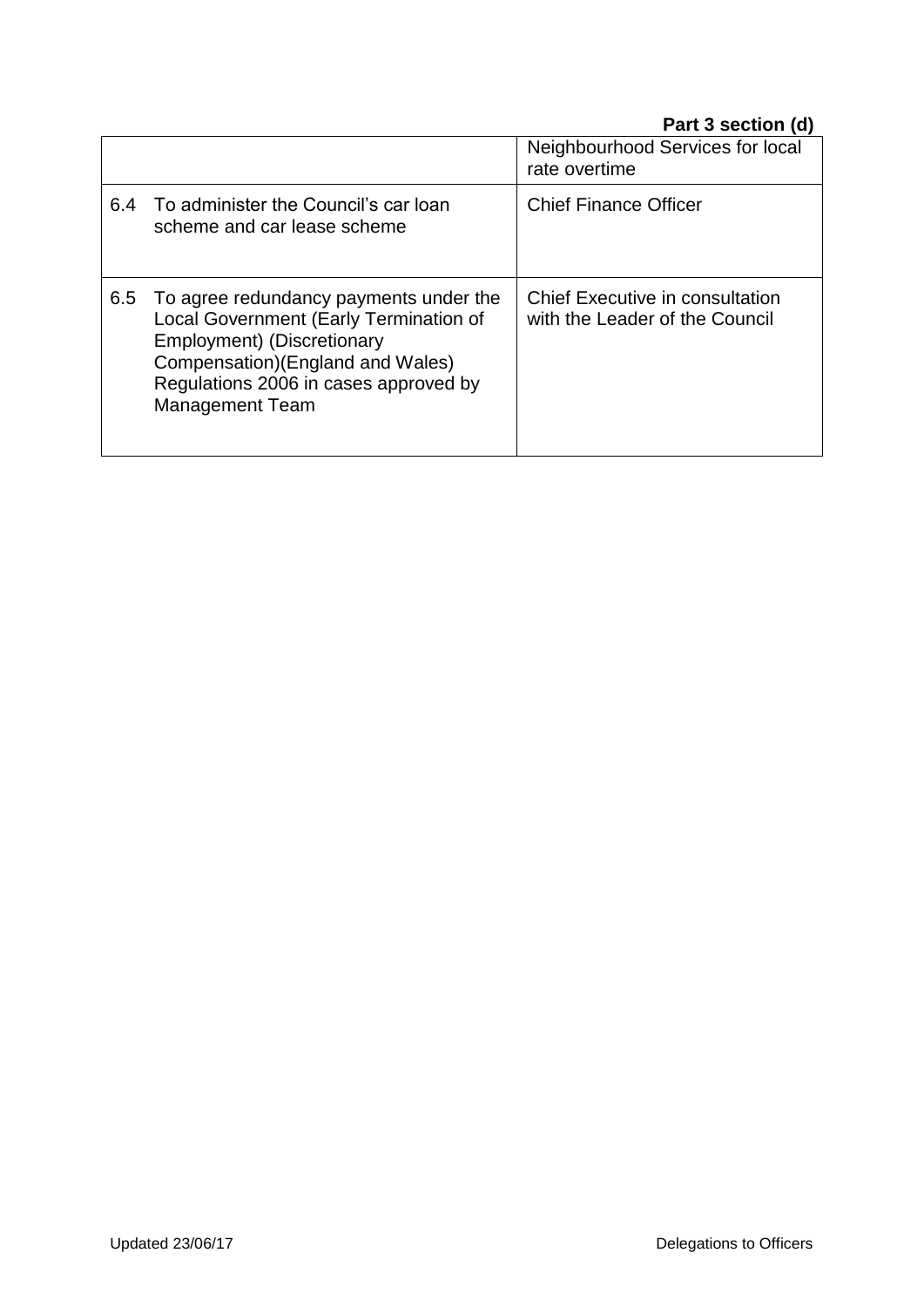| | |
|---|---|
| | Neighbourhood Services for local rate overtime |
| 6.4 To administer the Council's car loan scheme and car lease scheme | Chief Finance Officer |
| 6.5 To agree redundancy payments under the Local Government (Early Termination of Employment) (Discretionary Compensation)(England and Wales) Regulations 2006 in cases approved by Management Team | Chief Executive in consultation with the Leader of the Council |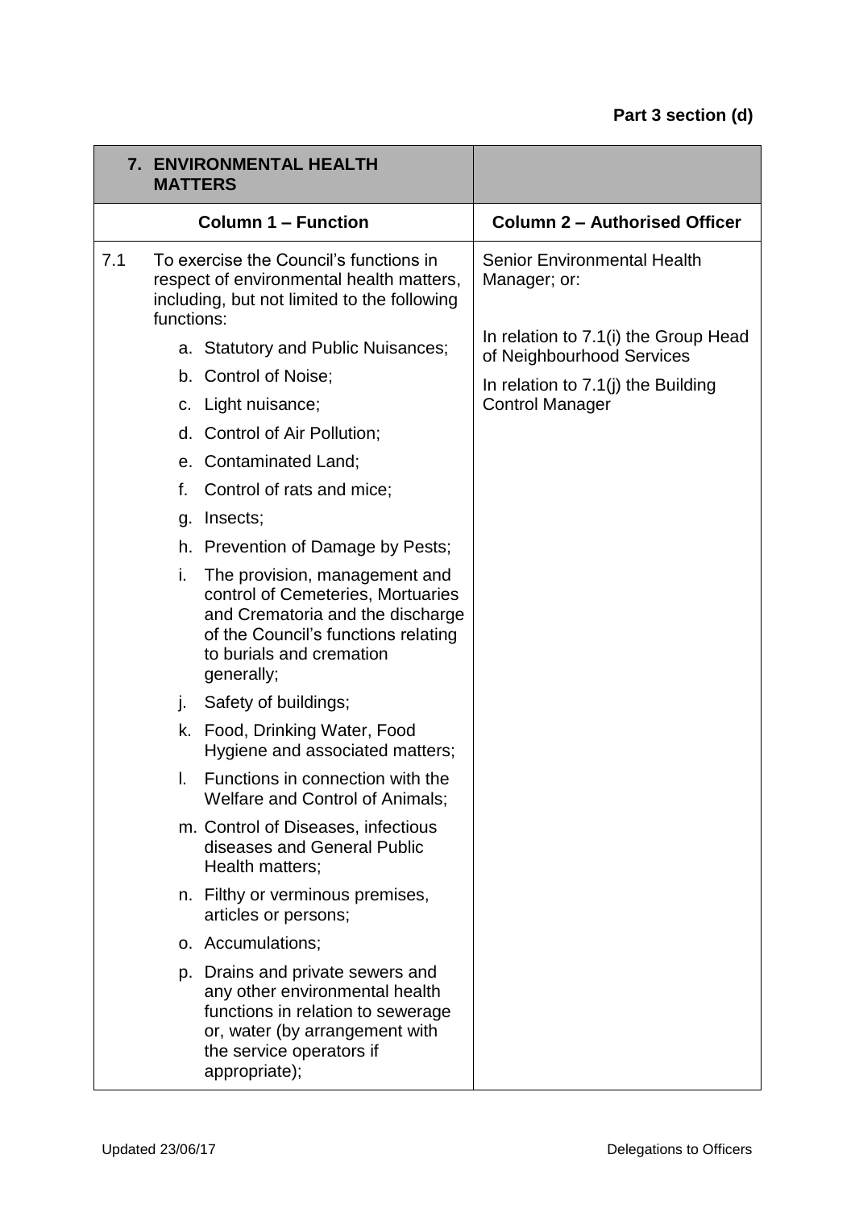**Part 3 section (d)**

| 7. ENVIRONMENTAL HEALTH MATTERS | |
|---|---|
| **Column 1 – Function** | **Column 2 – Authorised Officer** |
| 7.1 To exercise the Council's functions in respect of environmental health matters, including, but not limited to the following functions:<br>a. Statutory and Public Nuisances;<br>b. Control of Noise;<br>c. Light nuisance;<br>d. Control of Air Pollution;<br>e. Contaminated Land;<br>f. Control of rats and mice;<br>g. Insects;<br>h. Prevention of Damage by Pests;<br>i. The provision, management and control of Cemeteries, Mortuaries and Crematoria and the discharge of the Council's functions relating to burials and cremation generally;<br>j. Safety of buildings;<br>k. Food, Drinking Water, Food Hygiene and associated matters;<br>l. Functions in connection with the Welfare and Control of Animals;<br>m. Control of Diseases, infectious diseases and General Public Health matters;<br>n. Filthy or verminous premises, articles or persons;<br>o. Accumulations;<br>p. Drains and private sewers and any other environmental health functions in relation to sewerage or, water (by arrangement with the service operators if appropriate); | Senior Environmental Health Manager; or:<br><br>In relation to 7.1(i) the Group Head of Neighbourhood Services<br><br>In relation to 7.1(j) the Building Control Manager |

Updated 23/06/17 — Delegations to Officers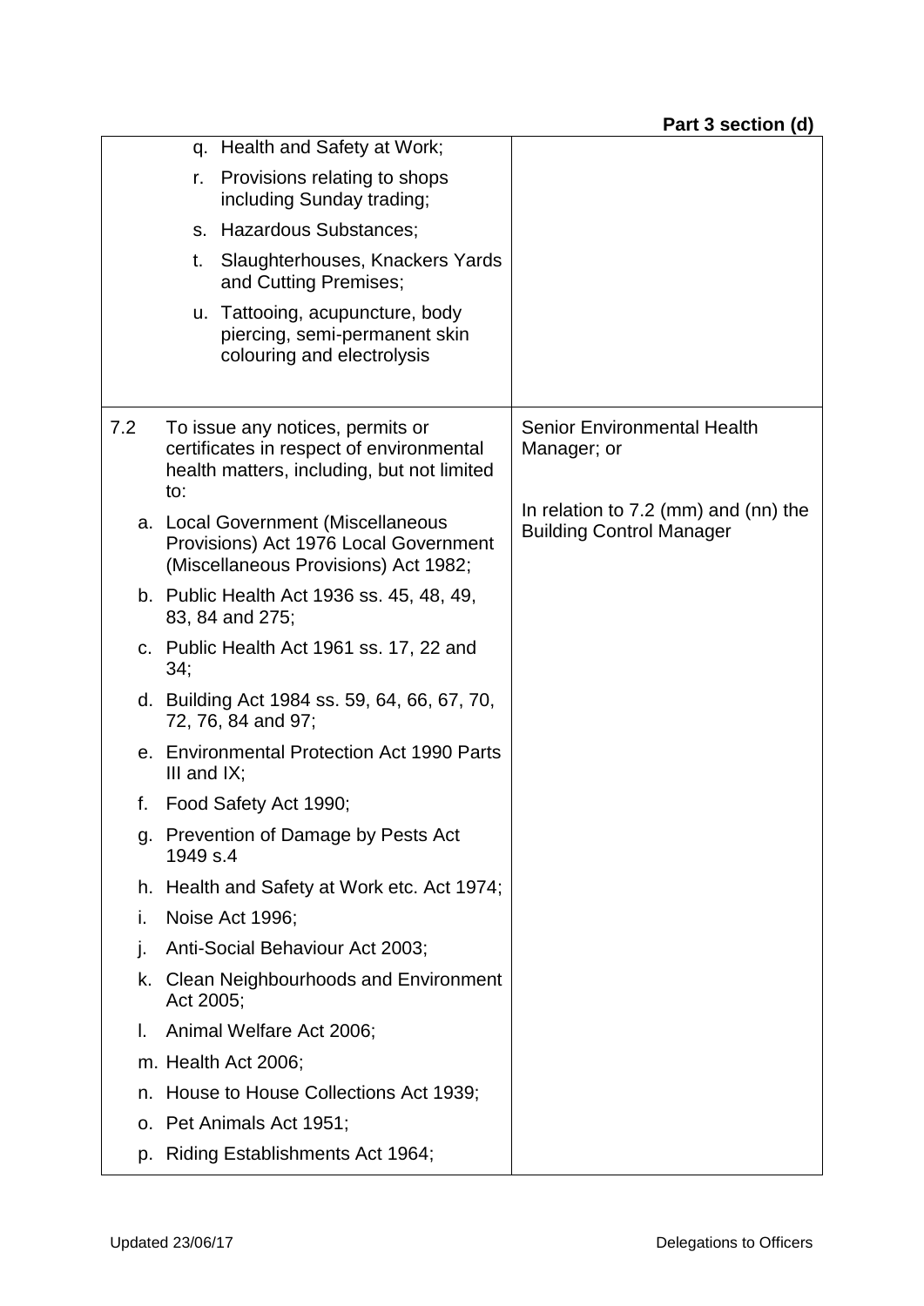**Part 3 section (d)**

| | |
|---|---|
| q. Health and Safety at Work;<br>r. Provisions relating to shops including Sunday trading;<br>s. Hazardous Substances;<br>t. Slaughterhouses, Knackers Yards and Cutting Premises;<br>u. Tattooing, acupuncture, body piercing, semi-permanent skin colouring and electrolysis | |
| 7.2 To issue any notices, permits or certificates in respect of environmental health matters, including, but not limited to:<br>a. Local Government (Miscellaneous Provisions) Act 1976 Local Government (Miscellaneous Provisions) Act 1982;<br>b. Public Health Act 1936 ss. 45, 48, 49, 83, 84 and 275;<br>c. Public Health Act 1961 ss. 17, 22 and 34;<br>d. Building Act 1984 ss. 59, 64, 66, 67, 70, 72, 76, 84 and 97;<br>e. Environmental Protection Act 1990 Parts III and IX;<br>f. Food Safety Act 1990;<br>g. Prevention of Damage by Pests Act 1949 s.4<br>h. Health and Safety at Work etc. Act 1974;<br>i. Noise Act 1996;<br>j. Anti-Social Behaviour Act 2003;<br>k. Clean Neighbourhoods and Environment Act 2005;<br>l. Animal Welfare Act 2006;<br>m. Health Act 2006;<br>n. House to House Collections Act 1939;<br>o. Pet Animals Act 1951;<br>p. Riding Establishments Act 1964; | Senior Environmental Health Manager; or<br><br>In relation to 7.2 (mm) and (nn) the Building Control Manager |

Updated 23/06/17 Delegations to Officers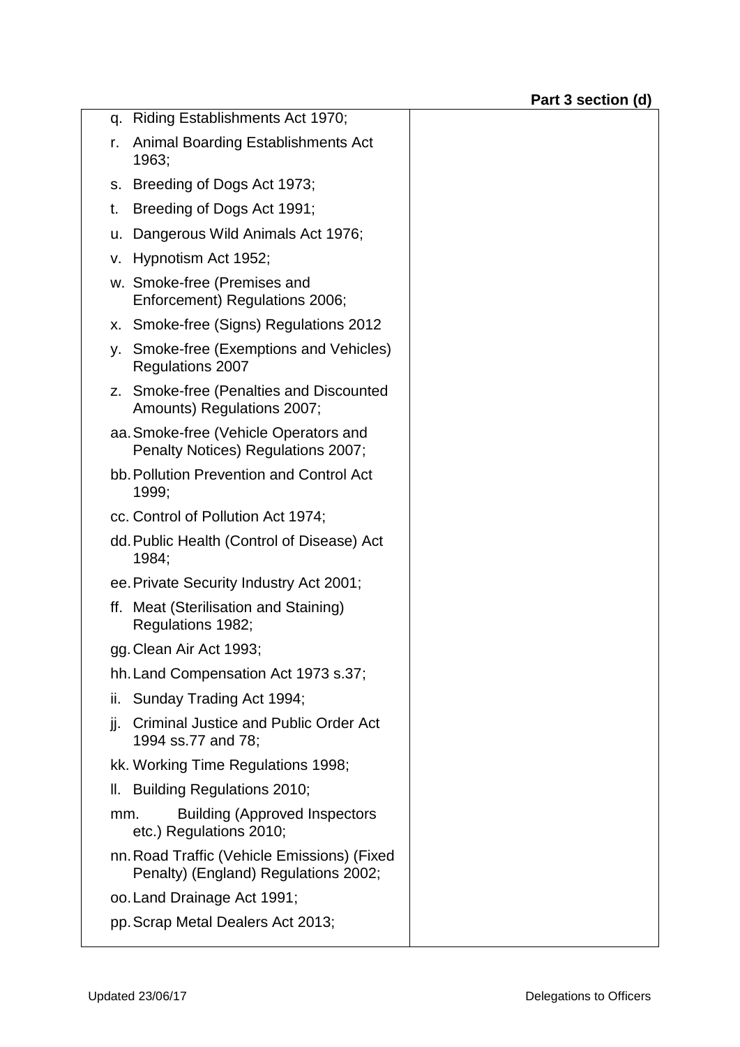| | |
|---|---|
| q. Riding Establishments Act 1970;<br>r. Animal Boarding Establishments Act 1963;<br>s. Breeding of Dogs Act 1973;<br>t. Breeding of Dogs Act 1991;<br>u. Dangerous Wild Animals Act 1976;<br>v. Hypnotism Act 1952;<br>w. Smoke-free (Premises and Enforcement) Regulations 2006;<br>x. Smoke-free (Signs) Regulations 2012<br>y. Smoke-free (Exemptions and Vehicles) Regulations 2007<br>z. Smoke-free (Penalties and Discounted Amounts) Regulations 2007;<br>aa. Smoke-free (Vehicle Operators and Penalty Notices) Regulations 2007;<br>bb. Pollution Prevention and Control Act 1999;<br>cc. Control of Pollution Act 1974;<br>dd. Public Health (Control of Disease) Act 1984;<br>ee. Private Security Industry Act 2001;<br>ff. Meat (Sterilisation and Staining) Regulations 1982;<br>gg. Clean Air Act 1993;<br>hh. Land Compensation Act 1973 s.37;<br>ii. Sunday Trading Act 1994;<br>jj. Criminal Justice and Public Order Act 1994 ss.77 and 78;<br>kk. Working Time Regulations 1998;<br>ll. Building Regulations 2010;<br>mm. Building (Approved Inspectors etc.) Regulations 2010;<br>nn. Road Traffic (Vehicle Emissions) (Fixed Penalty) (England) Regulations 2002;<br>oo. Land Drainage Act 1991;<br>pp. Scrap Metal Dealers Act 2013; | |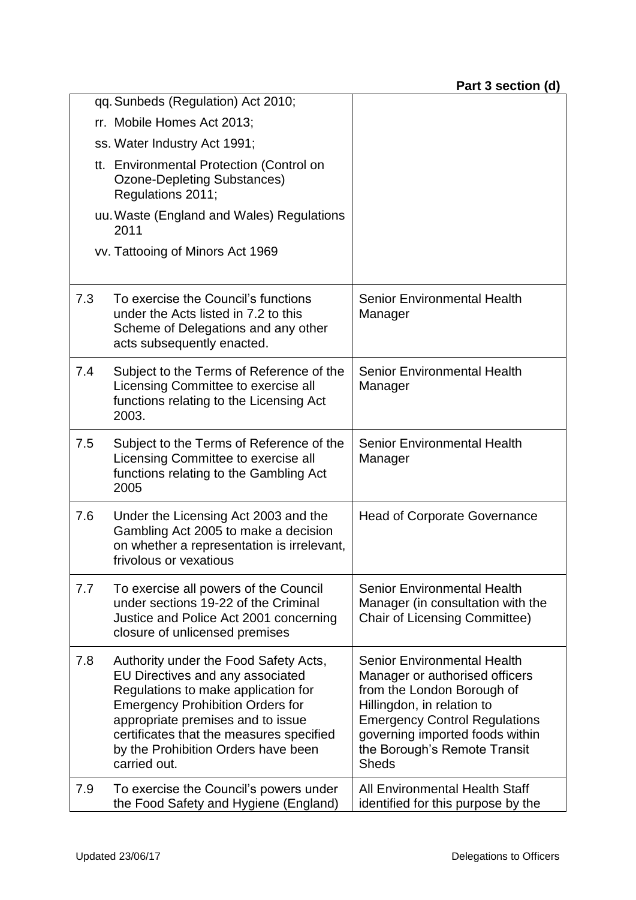| | | |
|---|---|---|
| | qq. Sunbeds (Regulation) Act 2010;<br>rr. Mobile Homes Act 2013;<br>ss. Water Industry Act 1991;<br>tt. Environmental Protection (Control on Ozone-Depleting Substances) Regulations 2011;<br>uu. Waste (England and Wales) Regulations 2011<br>vv. Tattooing of Minors Act 1969 | |
| 7.3 | To exercise the Council's functions under the Acts listed in 7.2 to this Scheme of Delegations and any other acts subsequently enacted. | Senior Environmental Health Manager |
| 7.4 | Subject to the Terms of Reference of the Licensing Committee to exercise all functions relating to the Licensing Act 2003. | Senior Environmental Health Manager |
| 7.5 | Subject to the Terms of Reference of the Licensing Committee to exercise all functions relating to the Gambling Act 2005 | Senior Environmental Health Manager |
| 7.6 | Under the Licensing Act 2003 and the Gambling Act 2005 to make a decision on whether a representation is irrelevant, frivolous or vexatious | Head of Corporate Governance |
| 7.7 | To exercise all powers of the Council under sections 19-22 of the Criminal Justice and Police Act 2001 concerning closure of unlicensed premises | Senior Environmental Health Manager (in consultation with the Chair of Licensing Committee) |
| 7.8 | Authority under the Food Safety Acts, EU Directives and any associated Regulations to make application for Emergency Prohibition Orders for appropriate premises and to issue certificates that the measures specified by the Prohibition Orders have been carried out. | Senior Environmental Health Manager or authorised officers from the London Borough of Hillingdon, in relation to Emergency Control Regulations governing imported foods within the Borough's Remote Transit Sheds |
| 7.9 | To exercise the Council's powers under the Food Safety and Hygiene (England) | All Environmental Health Staff identified for this purpose by the |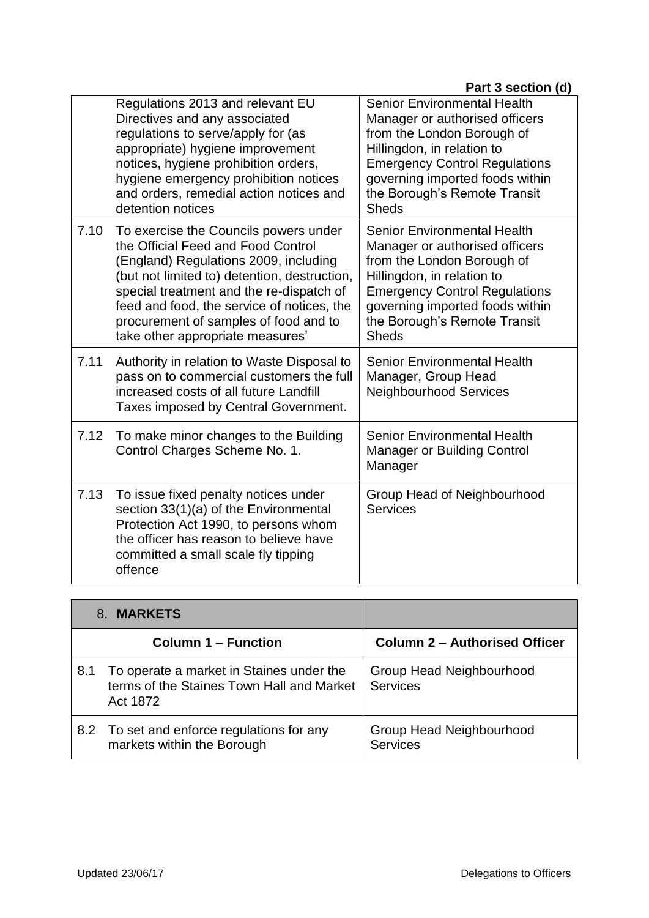| | | |
|---|---|---|
| | Regulations 2013 and relevant EU Directives and any associated regulations to serve/apply for (as appropriate) hygiene improvement notices, hygiene prohibition orders, hygiene emergency prohibition notices and orders, remedial action notices and detention notices | Senior Environmental Health Manager or authorised officers from the London Borough of Hillingdon, in relation to Emergency Control Regulations governing imported foods within the Borough's Remote Transit Sheds |
| 7.10 | To exercise the Councils powers under the Official Feed and Food Control (England) Regulations 2009, including (but not limited to) detention, destruction, special treatment and the re-dispatch of feed and food, the service of notices, the procurement of samples of food and to take other appropriate measures' | Senior Environmental Health Manager or authorised officers from the London Borough of Hillingdon, in relation to Emergency Control Regulations governing imported foods within the Borough's Remote Transit Sheds |
| 7.11 | Authority in relation to Waste Disposal to pass on to commercial customers the full increased costs of all future Landfill Taxes imposed by Central Government. | Senior Environmental Health Manager, Group Head Neighbourhood Services |
| 7.12 | To make minor changes to the Building Control Charges Scheme No. 1. | Senior Environmental Health Manager or Building Control Manager |
| 7.13 | To issue fixed penalty notices under section 33(1)(a) of the Environmental Protection Act 1990, to persons whom the officer has reason to believe have committed a small scale fly tipping offence | Group Head of Neighbourhood Services |

| 8. **MARKETS** | | |
|---|---|---|
| **Column 1 – Function** | | **Column 2 – Authorised Officer** |
| 8.1 | To operate a market in Staines under the terms of the Staines Town Hall and Market Act 1872 | Group Head Neighbourhood Services |
| 8.2 | To set and enforce regulations for any markets within the Borough | Group Head Neighbourhood Services |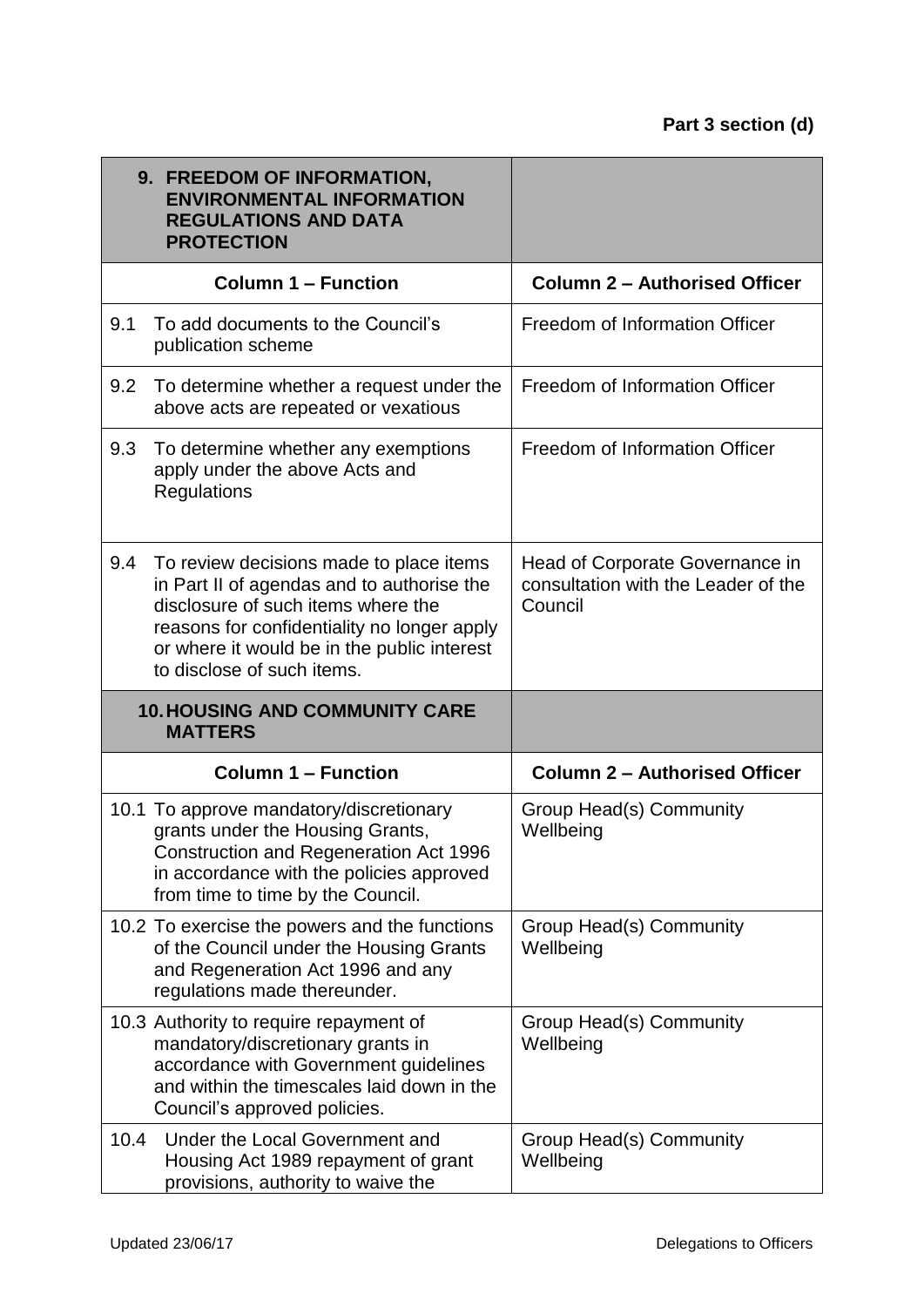| 9. FREEDOM OF INFORMATION, ENVIRONMENTAL INFORMATION REGULATIONS AND DATA PROTECTION | |
|---|---|
| **Column 1 – Function** | **Column 2 – Authorised Officer** |
| 9.1 To add documents to the Council's publication scheme | Freedom of Information Officer |
| 9.2 To determine whether a request under the above acts are repeated or vexatious | Freedom of Information Officer |
| 9.3 To determine whether any exemptions apply under the above Acts and Regulations | Freedom of Information Officer |
| 9.4 To review decisions made to place items in Part II of agendas and to authorise the disclosure of such items where the reasons for confidentiality no longer apply or where it would be in the public interest to disclose of such items. | Head of Corporate Governance in consultation with the Leader of the Council |

| 10. HOUSING AND COMMUNITY CARE MATTERS | |
|---|---|
| **Column 1 – Function** | **Column 2 – Authorised Officer** |
| 10.1 To approve mandatory/discretionary grants under the Housing Grants, Construction and Regeneration Act 1996 in accordance with the policies approved from time to time by the Council. | Group Head(s) Community Wellbeing |
| 10.2 To exercise the powers and the functions of the Council under the Housing Grants and Regeneration Act 1996 and any regulations made thereunder. | Group Head(s) Community Wellbeing |
| 10.3 Authority to require repayment of mandatory/discretionary grants in accordance with Government guidelines and within the timescales laid down in the Council's approved policies. | Group Head(s) Community Wellbeing |
| 10.4 Under the Local Government and Housing Act 1989 repayment of grant provisions, authority to waive the | Group Head(s) Community Wellbeing |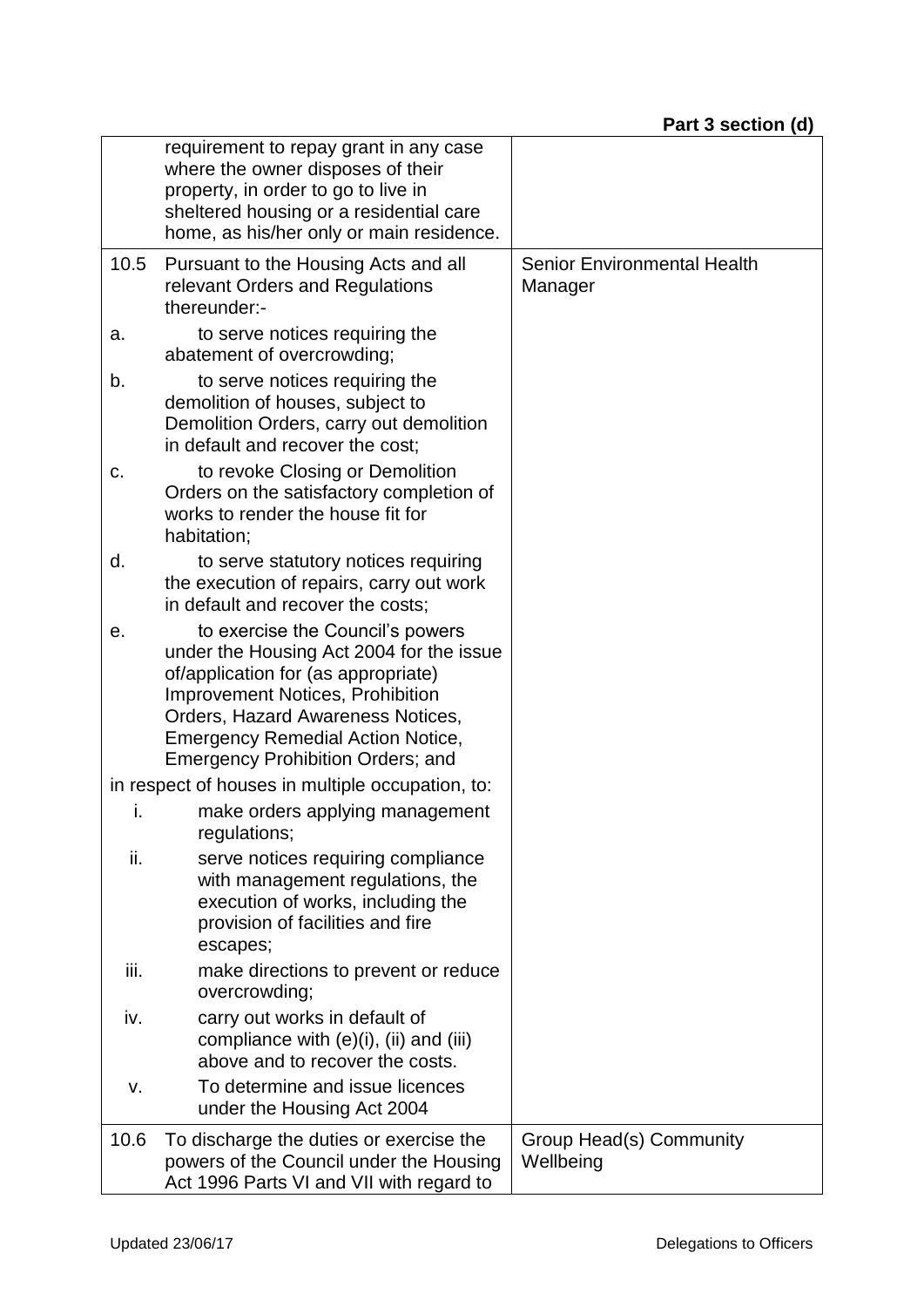| | | |
|---|---|---|
| | requirement to repay grant in any case where the owner disposes of their property, in order to go to live in sheltered housing or a residential care home, as his/her only or main residence. | |
| 10.5 | Pursuant to the Housing Acts and all relevant Orders and Regulations thereunder:-<br><br>a. to serve notices requiring the abatement of overcrowding;<br><br>b. to serve notices requiring the demolition of houses, subject to Demolition Orders, carry out demolition in default and recover the cost;<br><br>c. to revoke Closing or Demolition Orders on the satisfactory completion of works to render the house fit for habitation;<br><br>d. to serve statutory notices requiring the execution of repairs, carry out work in default and recover the costs;<br><br>e. to exercise the Council's powers under the Housing Act 2004 for the issue of/application for (as appropriate) Improvement Notices, Prohibition Orders, Hazard Awareness Notices, Emergency Remedial Action Notice, Emergency Prohibition Orders; and<br><br>in respect of houses in multiple occupation, to:<br><br>i. make orders applying management regulations;<br><br>ii. serve notices requiring compliance with management regulations, the execution of works, including the provision of facilities and fire escapes;<br><br>iii. make directions to prevent or reduce overcrowding;<br><br>iv. carry out works in default of compliance with (e)(i), (ii) and (iii) above and to recover the costs.<br><br>v. To determine and issue licences under the Housing Act 2004 | Senior Environmental Health Manager |
| 10.6 | To discharge the duties or exercise the powers of the Council under the Housing Act 1996 Parts VI and VII with regard to | Group Head(s) Community Wellbeing |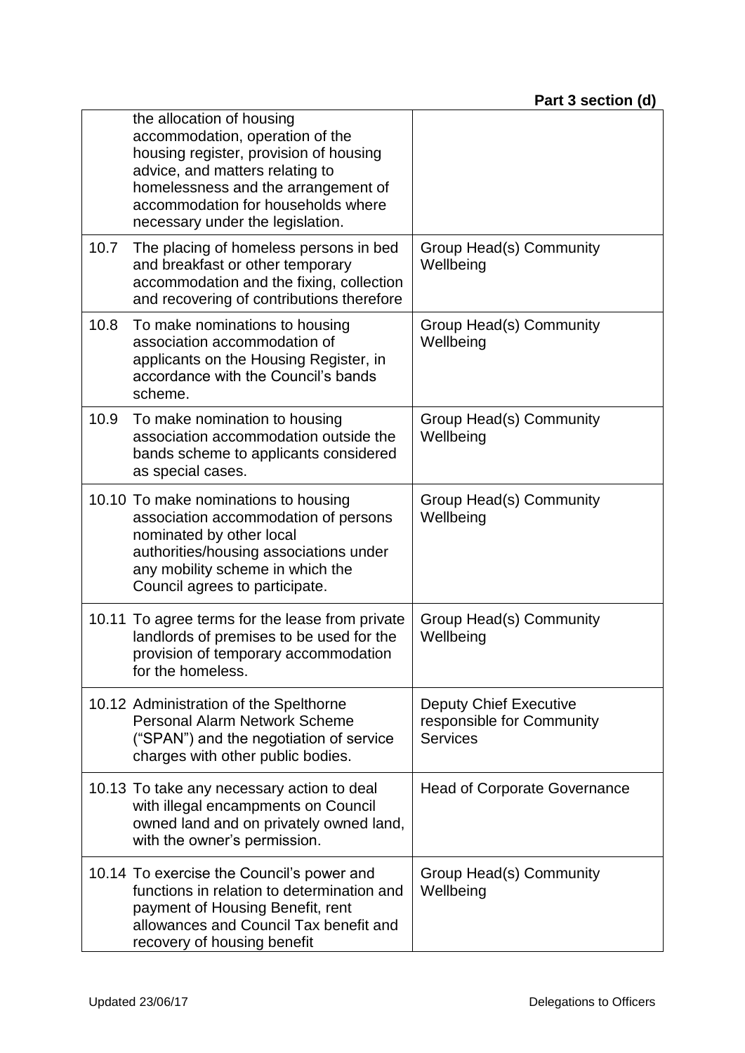| | | |
|---|---|---|
| | the allocation of housing accommodation, operation of the housing register, provision of housing advice, and matters relating to homelessness and the arrangement of accommodation for households where necessary under the legislation. | |
| 10.7 | The placing of homeless persons in bed and breakfast or other temporary accommodation and the fixing, collection and recovering of contributions therefore | Group Head(s) Community Wellbeing |
| 10.8 | To make nominations to housing association accommodation of applicants on the Housing Register, in accordance with the Council's bands scheme. | Group Head(s) Community Wellbeing |
| 10.9 | To make nomination to housing association accommodation outside the bands scheme to applicants considered as special cases. | Group Head(s) Community Wellbeing |
| 10.10 | To make nominations to housing association accommodation of persons nominated by other local authorities/housing associations under any mobility scheme in which the Council agrees to participate. | Group Head(s) Community Wellbeing |
| 10.11 | To agree terms for the lease from private landlords of premises to be used for the provision of temporary accommodation for the homeless. | Group Head(s) Community Wellbeing |
| 10.12 | Administration of the Spelthorne Personal Alarm Network Scheme ("SPAN") and the negotiation of service charges with other public bodies. | Deputy Chief Executive responsible for Community Services |
| 10.13 | To take any necessary action to deal with illegal encampments on Council owned land and on privately owned land, with the owner's permission. | Head of Corporate Governance |
| 10.14 | To exercise the Council's power and functions in relation to determination and payment of Housing Benefit, rent allowances and Council Tax benefit and recovery of housing benefit | Group Head(s) Community Wellbeing |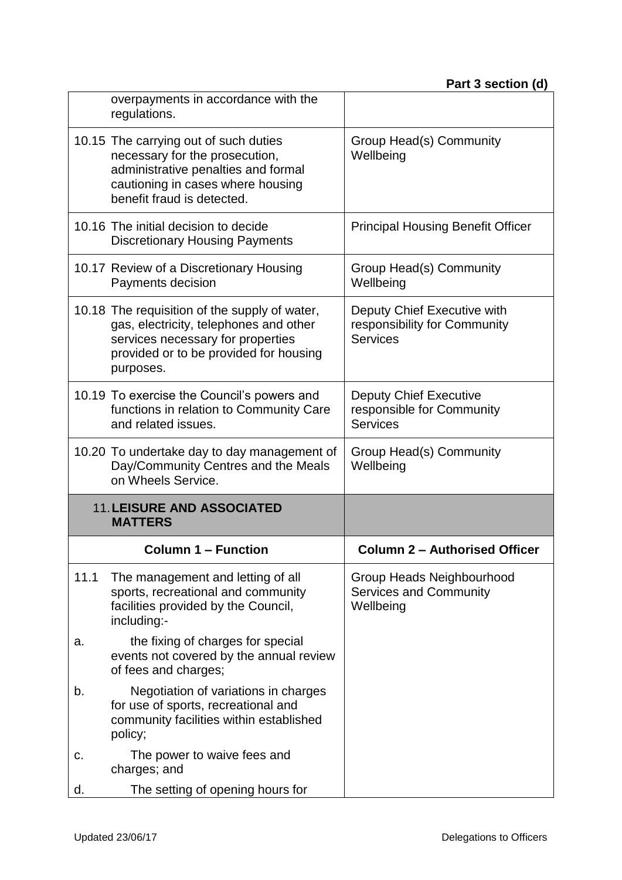| | |
|---|---|
| overpayments in accordance with the regulations. | |
| 10.15 The carrying out of such duties necessary for the prosecution, administrative penalties and formal cautioning in cases where housing benefit fraud is detected. | Group Head(s) Community Wellbeing |
| 10.16 The initial decision to decide Discretionary Housing Payments | Principal Housing Benefit Officer |
| 10.17 Review of a Discretionary Housing Payments decision | Group Head(s) Community Wellbeing |
| 10.18 The requisition of the supply of water, gas, electricity, telephones and other services necessary for properties provided or to be provided for housing purposes. | Deputy Chief Executive with responsibility for Community Services |
| 10.19 To exercise the Council's powers and functions in relation to Community Care and related issues. | Deputy Chief Executive responsible for Community Services |
| 10.20 To undertake day to day management of Day/Community Centres and the Meals on Wheels Service. | Group Head(s) Community Wellbeing |
| **11. LEISURE AND ASSOCIATED MATTERS** | |

| Column 1 – Function | Column 2 – Authorised Officer |
|---|---|
| 11.1 The management and letting of all sports, recreational and community facilities provided by the Council, including:- | Group Heads Neighbourhood Services and Community Wellbeing |
| a. the fixing of charges for special events not covered by the annual review of fees and charges; | |
| b. Negotiation of variations in charges for use of sports, recreational and community facilities within established policy; | |
| c. The power to waive fees and charges; and | |
| d. The setting of opening hours for | |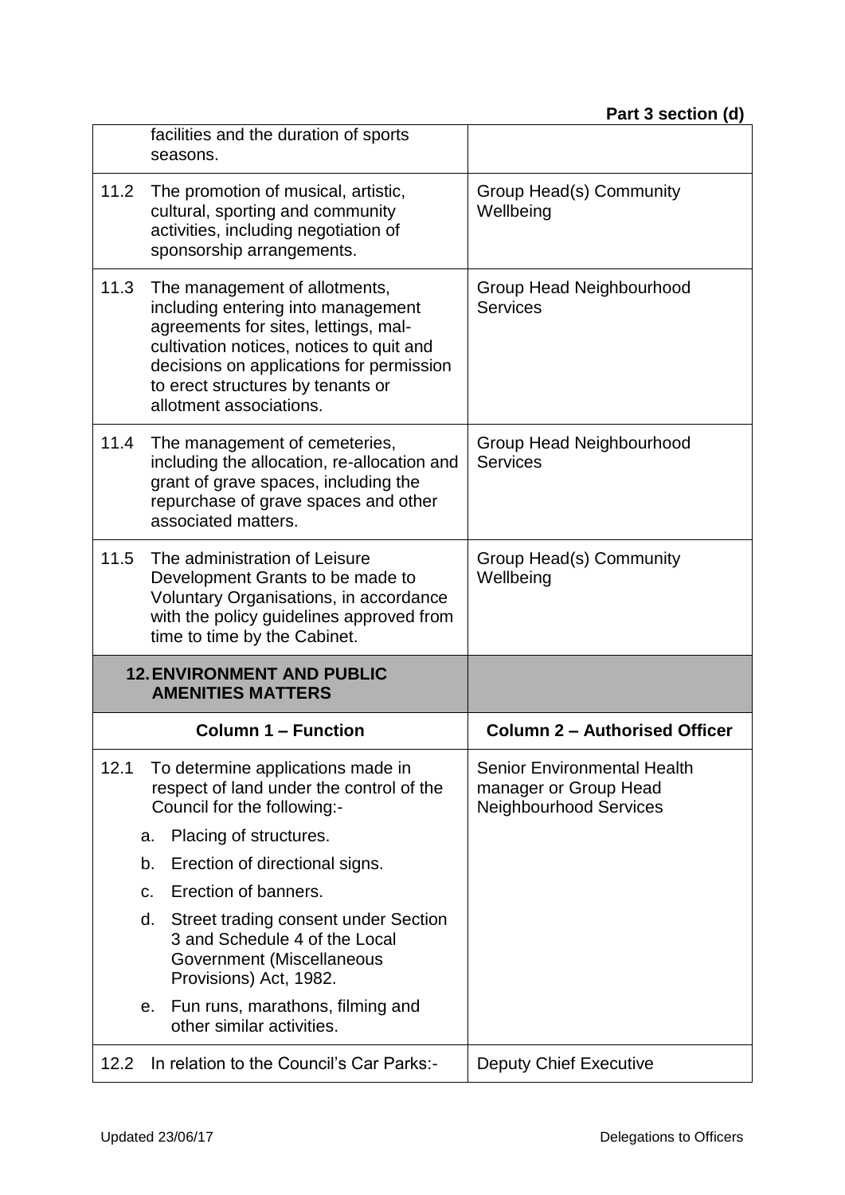| Column 1 – Function | Column 2 – Authorised Officer |
|---|---|
| facilities and the duration of sports seasons. | |
| 11.2 The promotion of musical, artistic, cultural, sporting and community activities, including negotiation of sponsorship arrangements. | Group Head(s) Community Wellbeing |
| 11.3 The management of allotments, including entering into management agreements for sites, lettings, mal-cultivation notices, notices to quit and decisions on applications for permission to erect structures by tenants or allotment associations. | Group Head Neighbourhood Services |
| 11.4 The management of cemeteries, including the allocation, re-allocation and grant of grave spaces, including the repurchase of grave spaces and other associated matters. | Group Head Neighbourhood Services |
| 11.5 The administration of Leisure Development Grants to be made to Voluntary Organisations, in accordance with the policy guidelines approved from time to time by the Cabinet. | Group Head(s) Community Wellbeing |

| **12. ENVIRONMENT AND PUBLIC AMENITIES MATTERS** | |
|---|---|
| **Column 1 – Function** | **Column 2 – Authorised Officer** |
| 12.1 To determine applications made in respect of land under the control of the Council for the following:-<br>a. Placing of structures.<br>b. Erection of directional signs.<br>c. Erection of banners.<br>d. Street trading consent under Section 3 and Schedule 4 of the Local Government (Miscellaneous Provisions) Act, 1982.<br>e. Fun runs, marathons, filming and other similar activities. | Senior Environmental Health manager or Group Head Neighbourhood Services |
| 12.2 In relation to the Council's Car Parks:- | Deputy Chief Executive |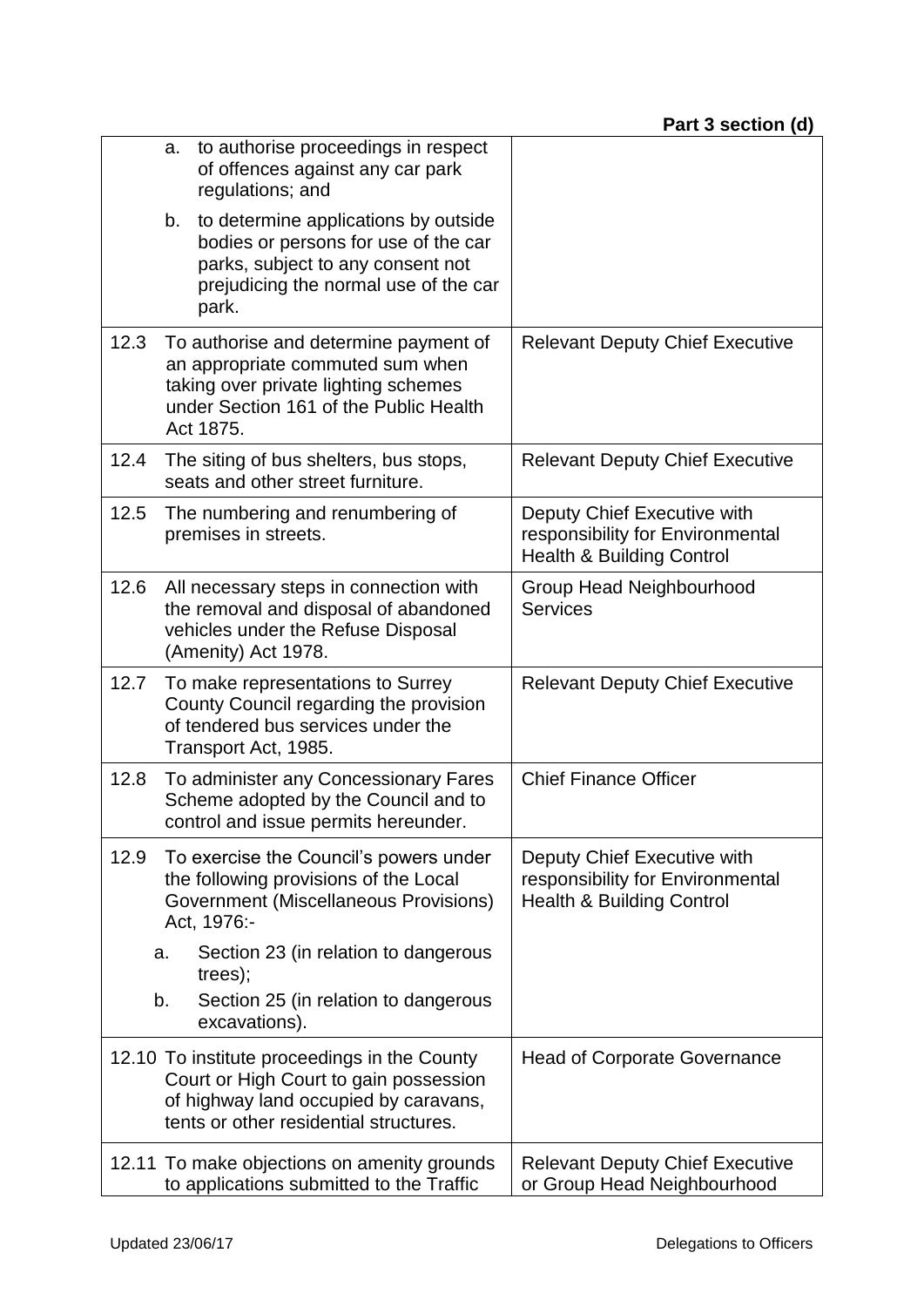**Part 3 section (d)**

| | |
|---|---|
| a. to authorise proceedings in respect of offences against any car park regulations; and<br>b. to determine applications by outside bodies or persons for use of the car parks, subject to any consent not prejudicing the normal use of the car park. | |
| 12.3 To authorise and determine payment of an appropriate commuted sum when taking over private lighting schemes under Section 161 of the Public Health Act 1875. | Relevant Deputy Chief Executive |
| 12.4 The siting of bus shelters, bus stops, seats and other street furniture. | Relevant Deputy Chief Executive |
| 12.5 The numbering and renumbering of premises in streets. | Deputy Chief Executive with responsibility for Environmental Health & Building Control |
| 12.6 All necessary steps in connection with the removal and disposal of abandoned vehicles under the Refuse Disposal (Amenity) Act 1978. | Group Head Neighbourhood Services |
| 12.7 To make representations to Surrey County Council regarding the provision of tendered bus services under the Transport Act, 1985. | Relevant Deputy Chief Executive |
| 12.8 To administer any Concessionary Fares Scheme adopted by the Council and to control and issue permits hereunder. | Chief Finance Officer |
| 12.9 To exercise the Council's powers under the following provisions of the Local Government (Miscellaneous Provisions) Act, 1976:-<br>a. Section 23 (in relation to dangerous trees);<br>b. Section 25 (in relation to dangerous excavations). | Deputy Chief Executive with responsibility for Environmental Health & Building Control |
| 12.10 To institute proceedings in the County Court or High Court to gain possession of highway land occupied by caravans, tents or other residential structures. | Head of Corporate Governance |
| 12.11 To make objections on amenity grounds to applications submitted to the Traffic | Relevant Deputy Chief Executive or Group Head Neighbourhood |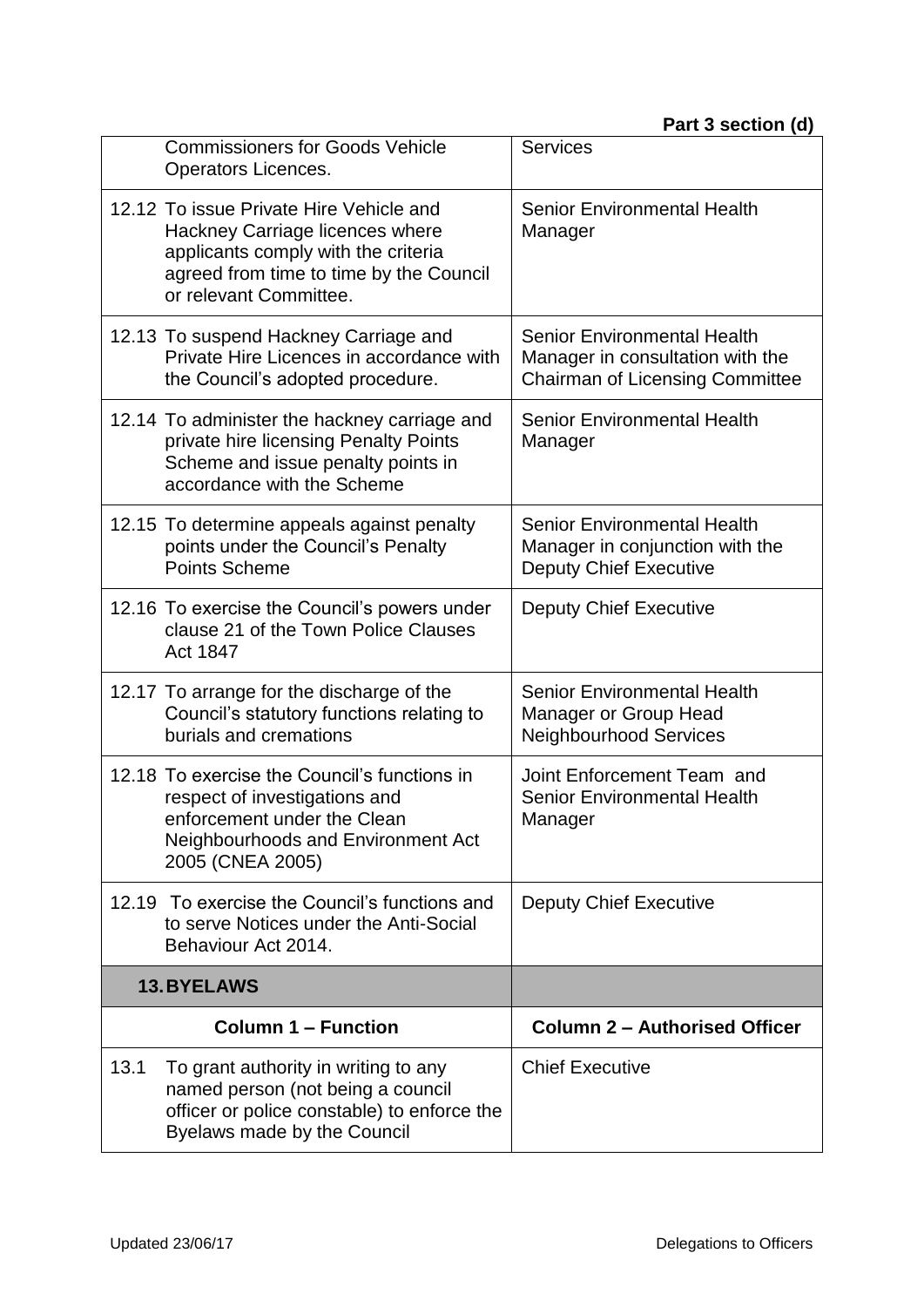| | |
|---|---|
| Commissioners for Goods Vehicle Operators Licences. | Services |
| 12.12 To issue Private Hire Vehicle and Hackney Carriage licences where applicants comply with the criteria agreed from time to time by the Council or relevant Committee. | Senior Environmental Health Manager |
| 12.13 To suspend Hackney Carriage and Private Hire Licences in accordance with the Council's adopted procedure. | Senior Environmental Health Manager in consultation with the Chairman of Licensing Committee |
| 12.14 To administer the hackney carriage and private hire licensing Penalty Points Scheme and issue penalty points in accordance with the Scheme | Senior Environmental Health Manager |
| 12.15 To determine appeals against penalty points under the Council's Penalty Points Scheme | Senior Environmental Health Manager in conjunction with the Deputy Chief Executive |
| 12.16 To exercise the Council's powers under clause 21 of the Town Police Clauses Act 1847 | Deputy Chief Executive |
| 12.17 To arrange for the discharge of the Council's statutory functions relating to burials and cremations | Senior Environmental Health Manager or Group Head Neighbourhood Services |
| 12.18 To exercise the Council's functions in respect of investigations and enforcement under the Clean Neighbourhoods and Environment Act 2005 (CNEA 2005) | Joint Enforcement Team and Senior Environmental Health Manager |
| 12.19 To exercise the Council's functions and to serve Notices under the Anti-Social Behaviour Act 2014. | Deputy Chief Executive |
| **13. BYELAWS** | |
| **Column 1 – Function** | **Column 2 – Authorised Officer** |
| 13.1 To grant authority in writing to any named person (not being a council officer or police constable) to enforce the Byelaws made by the Council | Chief Executive |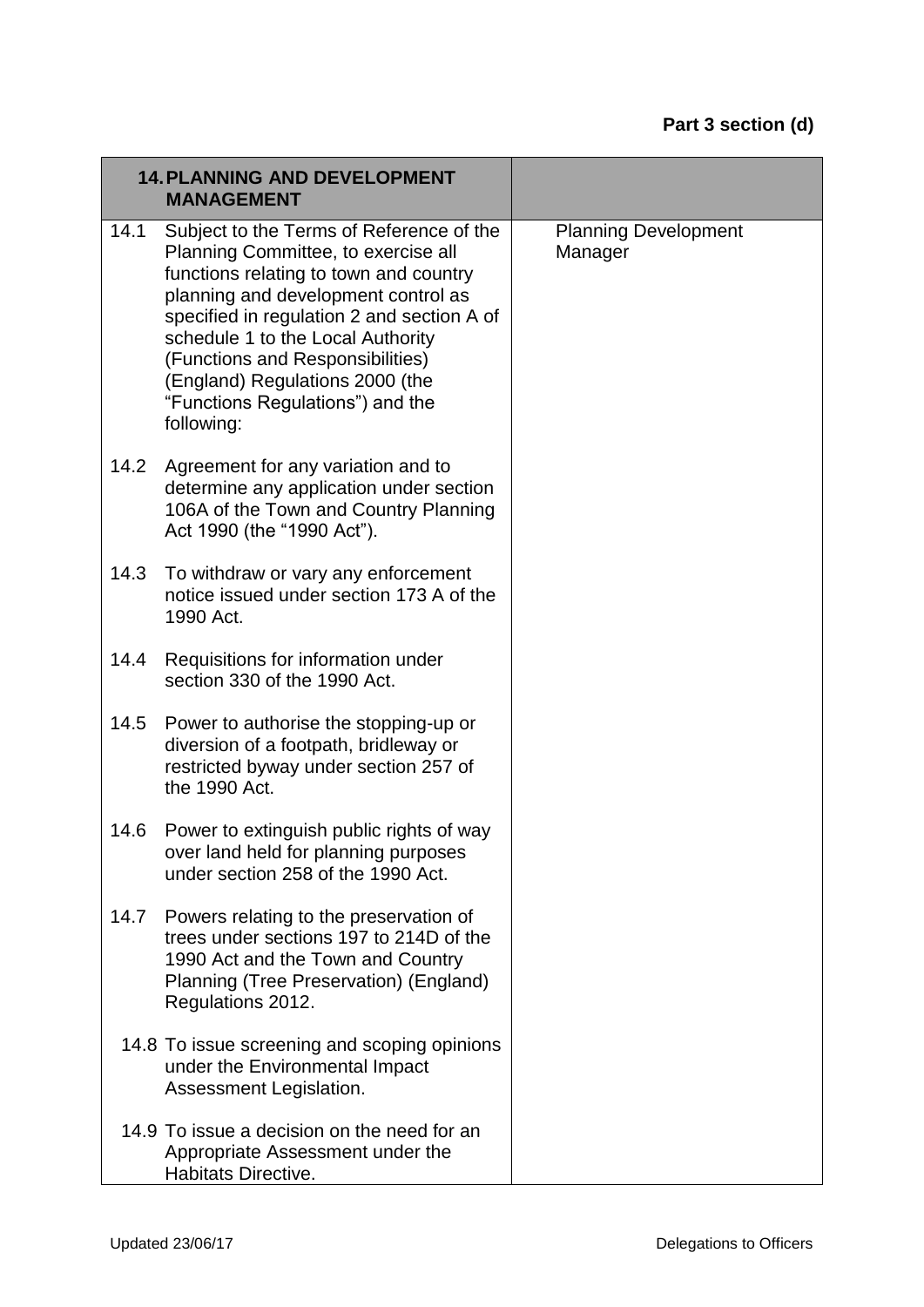**Part 3 section (d)**

| 14. PLANNING AND DEVELOPMENT MANAGEMENT | |
|---|---|
| 14.1 Subject to the Terms of Reference of the Planning Committee, to exercise all functions relating to town and country planning and development control as specified in regulation 2 and section A of schedule 1 to the Local Authority (Functions and Responsibilities) (England) Regulations 2000 (the "Functions Regulations") and the following: | Planning Development Manager |
| 14.2 Agreement for any variation and to determine any application under section 106A of the Town and Country Planning Act 1990 (the "1990 Act"). | |
| 14.3 To withdraw or vary any enforcement notice issued under section 173 A of the 1990 Act. | |
| 14.4 Requisitions for information under section 330 of the 1990 Act. | |
| 14.5 Power to authorise the stopping-up or diversion of a footpath, bridleway or restricted byway under section 257 of the 1990 Act. | |
| 14.6 Power to extinguish public rights of way over land held for planning purposes under section 258 of the 1990 Act. | |
| 14.7 Powers relating to the preservation of trees under sections 197 to 214D of the 1990 Act and the Town and Country Planning (Tree Preservation) (England) Regulations 2012. | |
| 14.8 To issue screening and scoping opinions under the Environmental Impact Assessment Legislation. | |
| 14.9 To issue a decision on the need for an Appropriate Assessment under the Habitats Directive. | |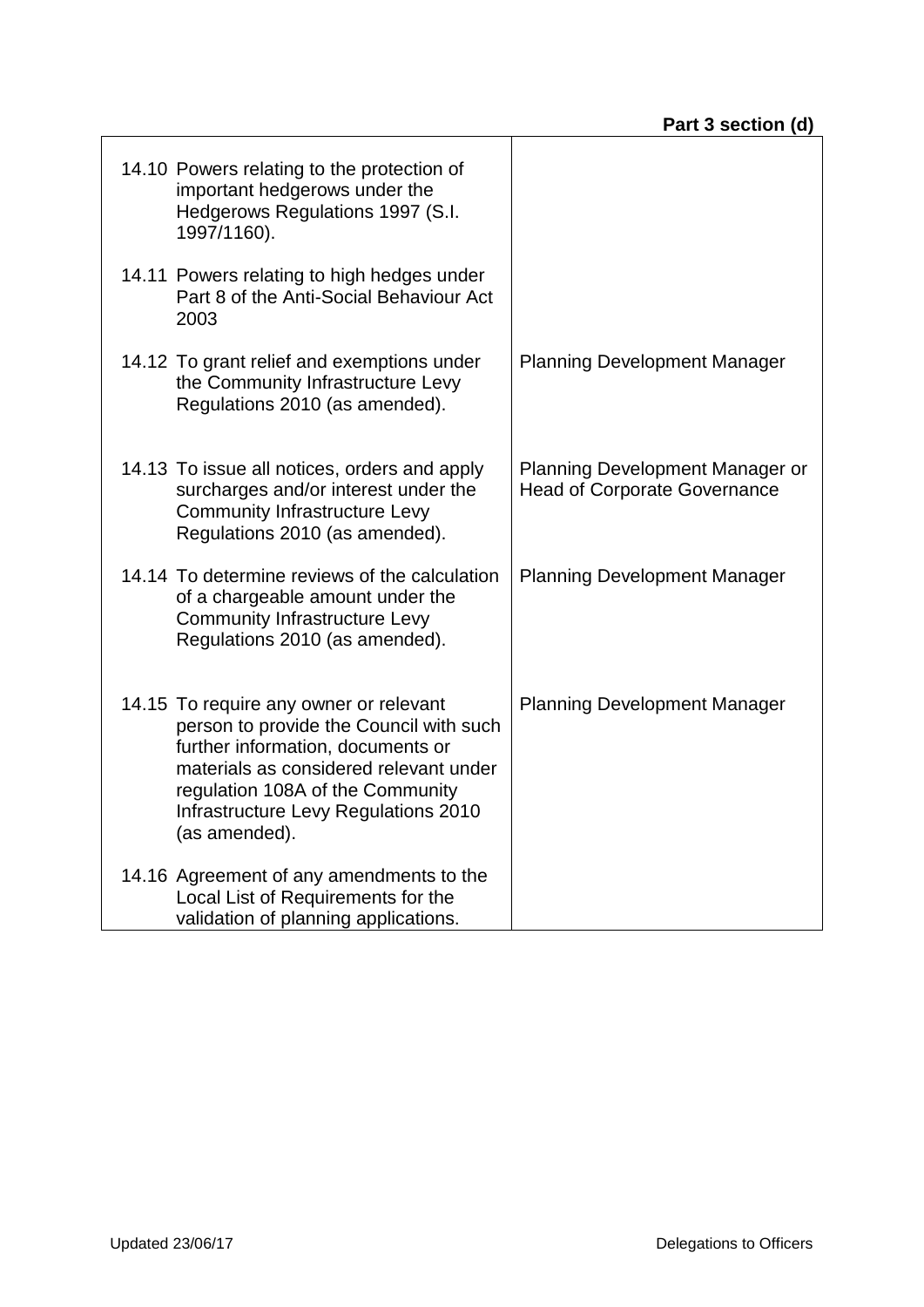| | |
|---|---|
| 14.10 Powers relating to the protection of important hedgerows under the Hedgerows Regulations 1997 (S.I. 1997/1160). | |
| 14.11 Powers relating to high hedges under Part 8 of the Anti-Social Behaviour Act 2003 | |
| 14.12 To grant relief and exemptions under the Community Infrastructure Levy Regulations 2010 (as amended). | Planning Development Manager |
| 14.13 To issue all notices, orders and apply surcharges and/or interest under the Community Infrastructure Levy Regulations 2010 (as amended). | Planning Development Manager or Head of Corporate Governance |
| 14.14 To determine reviews of the calculation of a chargeable amount under the Community Infrastructure Levy Regulations 2010 (as amended). | Planning Development Manager |
| 14.15 To require any owner or relevant person to provide the Council with such further information, documents or materials as considered relevant under regulation 108A of the Community Infrastructure Levy Regulations 2010 (as amended). | Planning Development Manager |
| 14.16 Agreement of any amendments to the Local List of Requirements for the validation of planning applications. | |